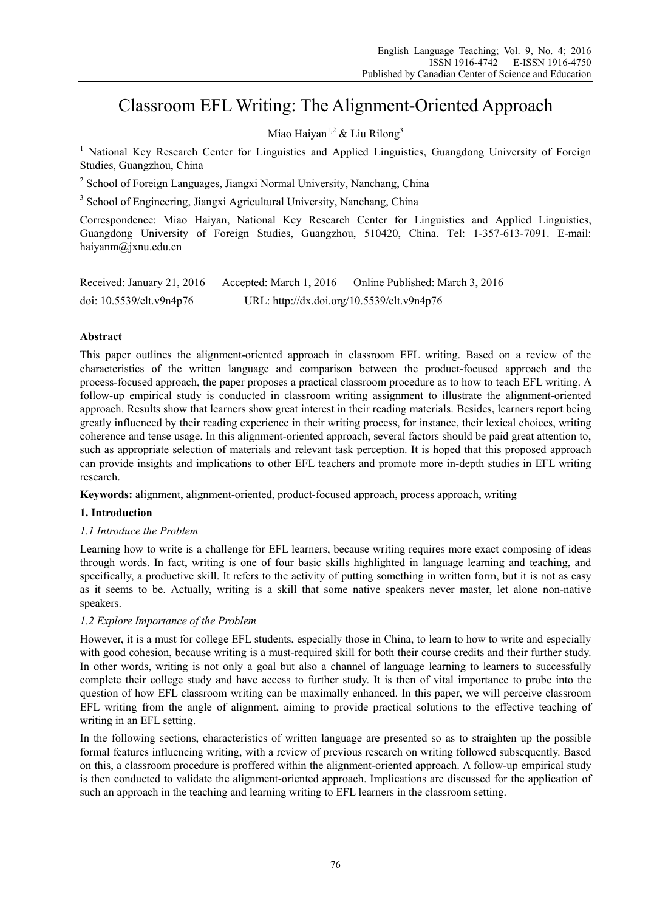# Classroom EFL Writing: The Alignment-Oriented Approach

Miao Haiyan[1,2] & Liu Rilong[3]

[1] National Key Research Center for Linguistics and Applied Linguistics, Guangdong University of Foreign Studies, Guangzhou, China

[2] School of Foreign Languages, Jiangxi Normal University, Nanchang, China

[3] School of Engineering, Jiangxi Agricultural University, Nanchang, China

Correspondence: Miao Haiyan, National Key Research Center for Linguistics and Applied Linguistics, Guangdong University of Foreign Studies, Guangzhou, 510420, China. Tel: 1-357-613-7091. E-mail: haiyanm@jxnu.edu.cn

Received: January 21, 2016 Accepted: March 1, 2016 Online Published: March 3, 2016

doi: 10.5539/elt.v9n4p76 URL: http://dx.doi.org/10.5539/elt.v9n4p76

**Abstract**

This paper outlines the alignment-oriented approach in classroom EFL writing. Based on a review of the characteristics of the written language and comparison between the product-focused approach and the process-focused approach, the paper proposes a practical classroom procedure as to how to teach EFL writing. A follow-up empirical study is conducted in classroom writing assignment to illustrate the alignment-oriented approach. Results show that learners show great interest in their reading materials. Besides, learners report being greatly influenced by their reading experience in their writing process, for instance, their lexical choices, writing coherence and tense usage. In this alignment-oriented approach, several factors should be paid great attention to, such as appropriate selection of materials and relevant task perception. It is hoped that this proposed approach can provide insights and implications to other EFL teachers and promote more in-depth studies in EFL writing research.

**Keywords:** alignment, alignment-oriented, product-focused approach, process approach, writing

## 1. Introduction

### *1.1 Introduce the Problem*

Learning how to write is a challenge for EFL learners, because writing requires more exact composing of ideas through words. In fact, writing is one of four basic skills highlighted in language learning and teaching, and specifically, a productive skill. It refers to the activity of putting something in written form, but it is not as easy as it seems to be. Actually, writing is a skill that some native speakers never master, let alone non-native speakers.

### *1.2 Explore Importance of the Problem*

However, it is a must for college EFL students, especially those in China, to learn to how to write and especially with good cohesion, because writing is a must-required skill for both their course credits and their further study. In other words, writing is not only a goal but also a channel of language learning to learners to successfully complete their college study and have access to further study. It is then of vital importance to probe into the question of how EFL classroom writing can be maximally enhanced. In this paper, we will perceive classroom EFL writing from the angle of alignment, aiming to provide practical solutions to the effective teaching of writing in an EFL setting.

In the following sections, characteristics of written language are presented so as to straighten up the possible formal features influencing writing, with a review of previous research on writing followed subsequently. Based on this, a classroom procedure is proffered within the alignment-oriented approach. A follow-up empirical study is then conducted to validate the alignment-oriented approach. Implications are discussed for the application of such an approach in the teaching and learning writing to EFL learners in the classroom setting.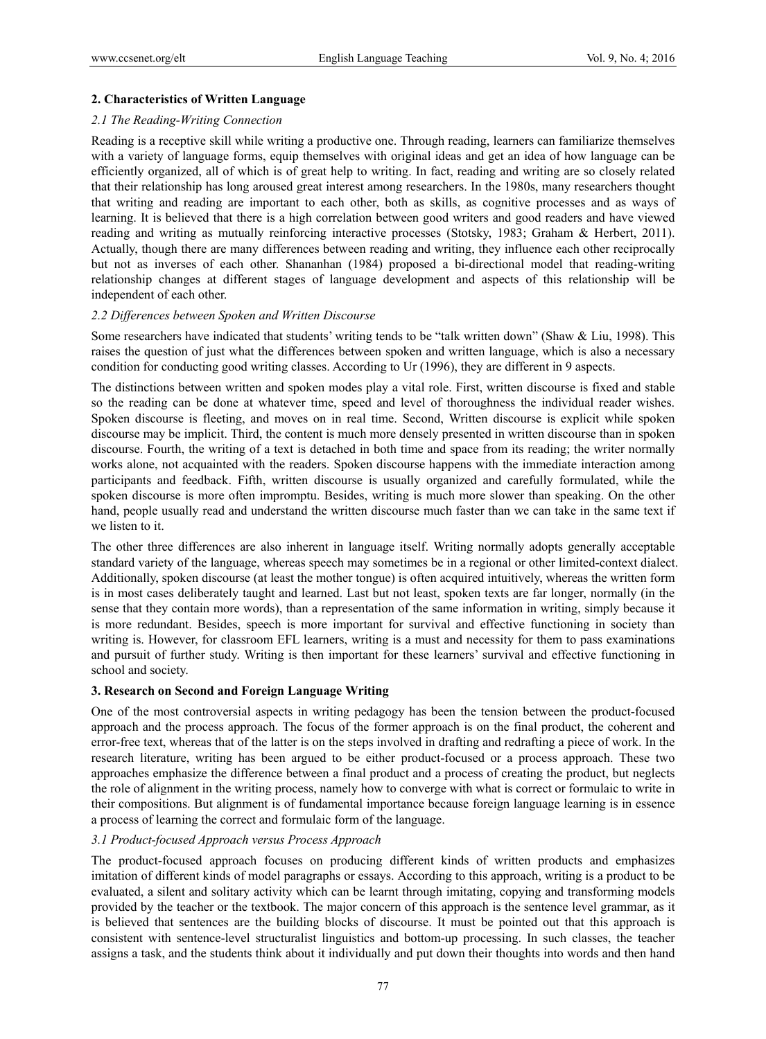## 2. Characteristics of Written Language

### *2.1 The Reading-Writing Connection*

Reading is a receptive skill while writing a productive one. Through reading, learners can familiarize themselves with a variety of language forms, equip themselves with original ideas and get an idea of how language can be efficiently organized, all of which is of great help to writing. In fact, reading and writing are so closely related that their relationship has long aroused great interest among researchers. In the 1980s, many researchers thought that writing and reading are important to each other, both as skills, as cognitive processes and as ways of learning. It is believed that there is a high correlation between good writers and good readers and have viewed reading and writing as mutually reinforcing interactive processes (Stotsky, 1983; Graham & Herbert, 2011). Actually, though there are many differences between reading and writing, they influence each other reciprocally but not as inverses of each other. Shananhan (1984) proposed a bi-directional model that reading-writing relationship changes at different stages of language development and aspects of this relationship will be independent of each other.

### *2.2 Differences between Spoken and Written Discourse*

Some researchers have indicated that students' writing tends to be "talk written down" (Shaw & Liu, 1998). This raises the question of just what the differences between spoken and written language, which is also a necessary condition for conducting good writing classes. According to Ur (1996), they are different in 9 aspects.

The distinctions between written and spoken modes play a vital role. First, written discourse is fixed and stable so the reading can be done at whatever time, speed and level of thoroughness the individual reader wishes. Spoken discourse is fleeting, and moves on in real time. Second, Written discourse is explicit while spoken discourse may be implicit. Third, the content is much more densely presented in written discourse than in spoken discourse. Fourth, the writing of a text is detached in both time and space from its reading; the writer normally works alone, not acquainted with the readers. Spoken discourse happens with the immediate interaction among participants and feedback. Fifth, written discourse is usually organized and carefully formulated, while the spoken discourse is more often impromptu. Besides, writing is much more slower than speaking. On the other hand, people usually read and understand the written discourse much faster than we can take in the same text if we listen to it.

The other three differences are also inherent in language itself. Writing normally adopts generally acceptable standard variety of the language, whereas speech may sometimes be in a regional or other limited-context dialect. Additionally, spoken discourse (at least the mother tongue) is often acquired intuitively, whereas the written form is in most cases deliberately taught and learned. Last but not least, spoken texts are far longer, normally (in the sense that they contain more words), than a representation of the same information in writing, simply because it is more redundant. Besides, speech is more important for survival and effective functioning in society than writing is. However, for classroom EFL learners, writing is a must and necessity for them to pass examinations and pursuit of further study. Writing is then important for these learners' survival and effective functioning in school and society.

## 3. Research on Second and Foreign Language Writing

One of the most controversial aspects in writing pedagogy has been the tension between the product-focused approach and the process approach. The focus of the former approach is on the final product, the coherent and error-free text, whereas that of the latter is on the steps involved in drafting and redrafting a piece of work. In the research literature, writing has been argued to be either product-focused or a process approach. These two approaches emphasize the difference between a final product and a process of creating the product, but neglects the role of alignment in the writing process, namely how to converge with what is correct or formulaic to write in their compositions. But alignment is of fundamental importance because foreign language learning is in essence a process of learning the correct and formulaic form of the language.

### *3.1 Product-focused Approach versus Process Approach*

The product-focused approach focuses on producing different kinds of written products and emphasizes imitation of different kinds of model paragraphs or essays. According to this approach, writing is a product to be evaluated, a silent and solitary activity which can be learnt through imitating, copying and transforming models provided by the teacher or the textbook. The major concern of this approach is the sentence level grammar, as it is believed that sentences are the building blocks of discourse. It must be pointed out that this approach is consistent with sentence-level structuralist linguistics and bottom-up processing. In such classes, the teacher assigns a task, and the students think about it individually and put down their thoughts into words and then hand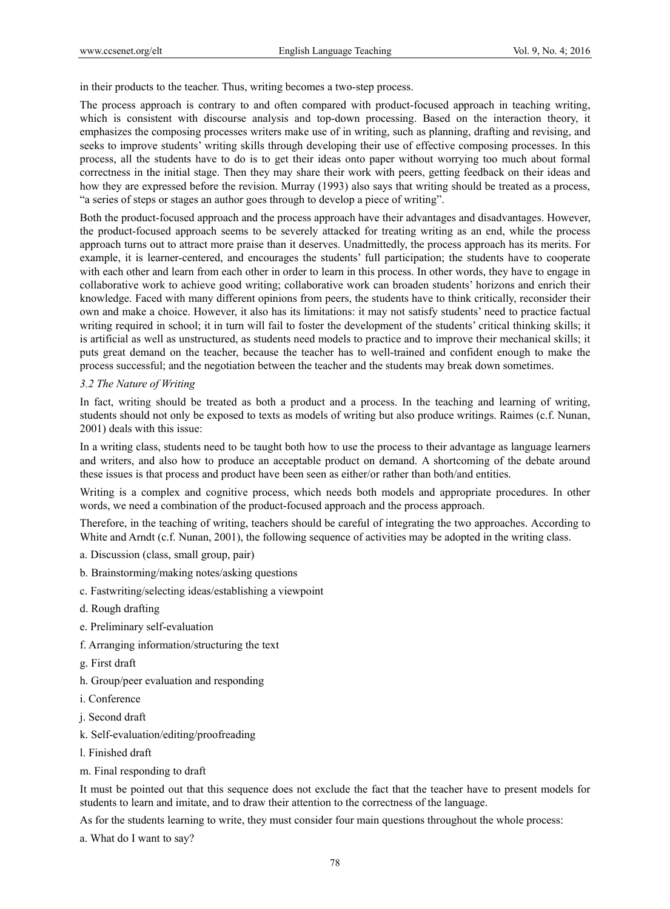in their products to the teacher. Thus, writing becomes a two-step process.

The process approach is contrary to and often compared with product-focused approach in teaching writing, which is consistent with discourse analysis and top-down processing. Based on the interaction theory, it emphasizes the composing processes writers make use of in writing, such as planning, drafting and revising, and seeks to improve students' writing skills through developing their use of effective composing processes. In this process, all the students have to do is to get their ideas onto paper without worrying too much about formal correctness in the initial stage. Then they may share their work with peers, getting feedback on their ideas and how they are expressed before the revision. Murray (1993) also says that writing should be treated as a process, "a series of steps or stages an author goes through to develop a piece of writing".

Both the product-focused approach and the process approach have their advantages and disadvantages. However, the product-focused approach seems to be severely attacked for treating writing as an end, while the process approach turns out to attract more praise than it deserves. Unadmittedly, the process approach has its merits. For example, it is learner-centered, and encourages the students' full participation; the students have to cooperate with each other and learn from each other in order to learn in this process. In other words, they have to engage in collaborative work to achieve good writing; collaborative work can broaden students' horizons and enrich their knowledge. Faced with many different opinions from peers, the students have to think critically, reconsider their own and make a choice. However, it also has its limitations: it may not satisfy students' need to practice factual writing required in school; it in turn will fail to foster the development of the students' critical thinking skills; it is artificial as well as unstructured, as students need models to practice and to improve their mechanical skills; it puts great demand on the teacher, because the teacher has to well-trained and confident enough to make the process successful; and the negotiation between the teacher and the students may break down sometimes.

### *3.2 The Nature of Writing*

In fact, writing should be treated as both a product and a process. In the teaching and learning of writing, students should not only be exposed to texts as models of writing but also produce writings. Raimes (c.f. Nunan, 2001) deals with this issue:

In a writing class, students need to be taught both how to use the process to their advantage as language learners and writers, and also how to produce an acceptable product on demand. A shortcoming of the debate around these issues is that process and product have been seen as either/or rather than both/and entities.

Writing is a complex and cognitive process, which needs both models and appropriate procedures. In other words, we need a combination of the product-focused approach and the process approach.

Therefore, in the teaching of writing, teachers should be careful of integrating the two approaches. According to White and Arndt (c.f. Nunan, 2001), the following sequence of activities may be adopted in the writing class.

a. Discussion (class, small group, pair)

b. Brainstorming/making notes/asking questions

c. Fastwriting/selecting ideas/establishing a viewpoint

d. Rough drafting

e. Preliminary self-evaluation

f. Arranging information/structuring the text

g. First draft

h. Group/peer evaluation and responding

i. Conference

j. Second draft

k. Self-evaluation/editing/proofreading

l. Finished draft

m. Final responding to draft

It must be pointed out that this sequence does not exclude the fact that the teacher have to present models for students to learn and imitate, and to draw their attention to the correctness of the language.

As for the students learning to write, they must consider four main questions throughout the whole process:

a. What do I want to say?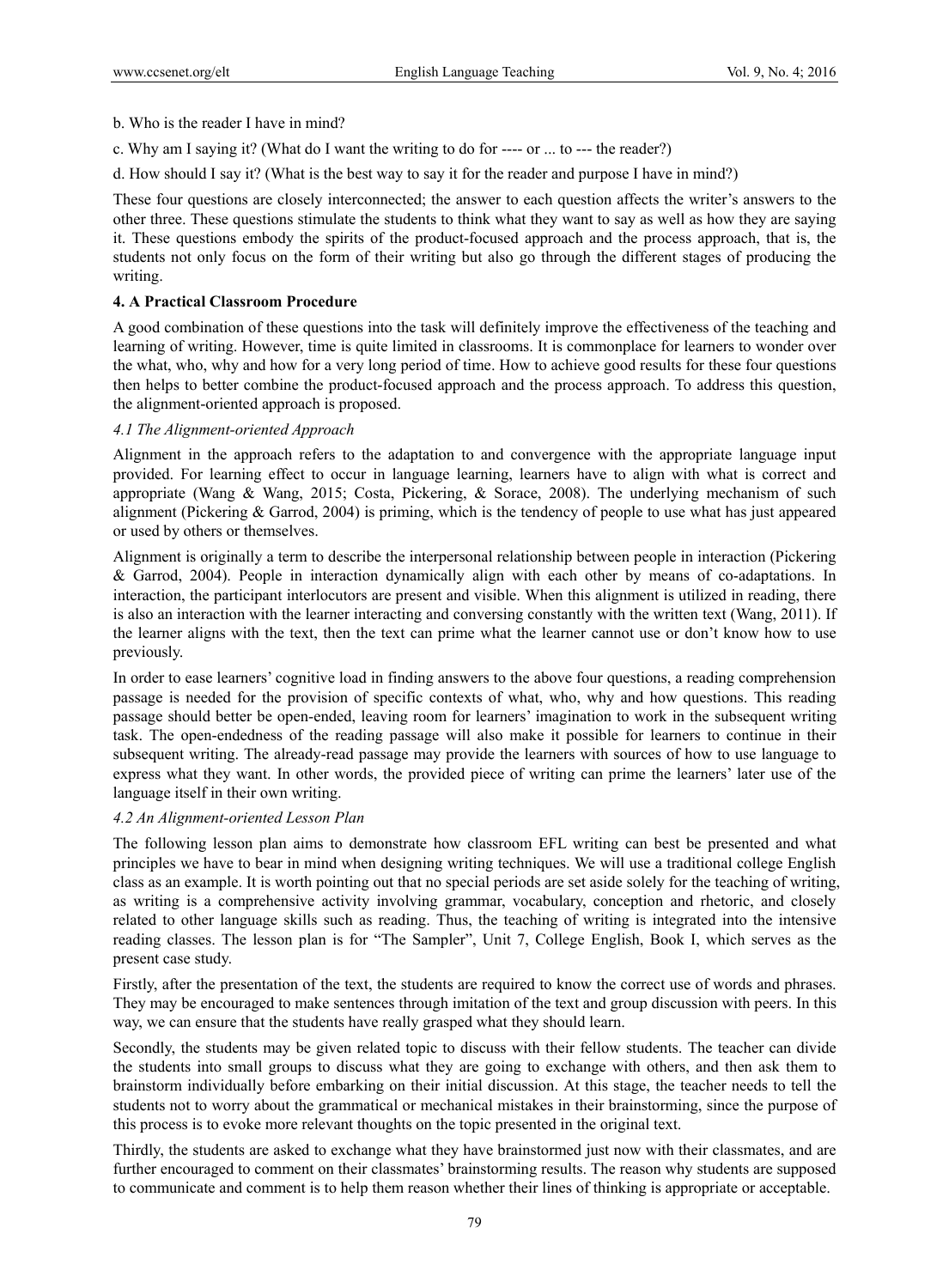b. Who is the reader I have in mind?

c. Why am I saying it? (What do I want the writing to do for ---- or ... to --- the reader?)

d. How should I say it? (What is the best way to say it for the reader and purpose I have in mind?)

These four questions are closely interconnected; the answer to each question affects the writer's answers to the other three. These questions stimulate the students to think what they want to say as well as how they are saying it. These questions embody the spirits of the product-focused approach and the process approach, that is, the students not only focus on the form of their writing but also go through the different stages of producing the writing.

**4. A Practical Classroom Procedure**

A good combination of these questions into the task will definitely improve the effectiveness of the teaching and learning of writing. However, time is quite limited in classrooms. It is commonplace for learners to wonder over the what, who, why and how for a very long period of time. How to achieve good results for these four questions then helps to better combine the product-focused approach and the process approach. To address this question, the alignment-oriented approach is proposed.

*4.1 The Alignment-oriented Approach*

Alignment in the approach refers to the adaptation to and convergence with the appropriate language input provided. For learning effect to occur in language learning, learners have to align with what is correct and appropriate (Wang & Wang, 2015; Costa, Pickering, & Sorace, 2008). The underlying mechanism of such alignment (Pickering & Garrod, 2004) is priming, which is the tendency of people to use what has just appeared or used by others or themselves.

Alignment is originally a term to describe the interpersonal relationship between people in interaction (Pickering & Garrod, 2004). People in interaction dynamically align with each other by means of co-adaptations. In interaction, the participant interlocutors are present and visible. When this alignment is utilized in reading, there is also an interaction with the learner interacting and conversing constantly with the written text (Wang, 2011). If the learner aligns with the text, then the text can prime what the learner cannot use or don't know how to use previously.

In order to ease learners' cognitive load in finding answers to the above four questions, a reading comprehension passage is needed for the provision of specific contexts of what, who, why and how questions. This reading passage should better be open-ended, leaving room for learners' imagination to work in the subsequent writing task. The open-endedness of the reading passage will also make it possible for learners to continue in their subsequent writing. The already-read passage may provide the learners with sources of how to use language to express what they want. In other words, the provided piece of writing can prime the learners' later use of the language itself in their own writing.

*4.2 An Alignment-oriented Lesson Plan*

The following lesson plan aims to demonstrate how classroom EFL writing can best be presented and what principles we have to bear in mind when designing writing techniques. We will use a traditional college English class as an example. It is worth pointing out that no special periods are set aside solely for the teaching of writing, as writing is a comprehensive activity involving grammar, vocabulary, conception and rhetoric, and closely related to other language skills such as reading. Thus, the teaching of writing is integrated into the intensive reading classes. The lesson plan is for "The Sampler", Unit 7, College English, Book I, which serves as the present case study.

Firstly, after the presentation of the text, the students are required to know the correct use of words and phrases. They may be encouraged to make sentences through imitation of the text and group discussion with peers. In this way, we can ensure that the students have really grasped what they should learn.

Secondly, the students may be given related topic to discuss with their fellow students. The teacher can divide the students into small groups to discuss what they are going to exchange with others, and then ask them to brainstorm individually before embarking on their initial discussion. At this stage, the teacher needs to tell the students not to worry about the grammatical or mechanical mistakes in their brainstorming, since the purpose of this process is to evoke more relevant thoughts on the topic presented in the original text.

Thirdly, the students are asked to exchange what they have brainstormed just now with their classmates, and are further encouraged to comment on their classmates' brainstorming results. The reason why students are supposed to communicate and comment is to help them reason whether their lines of thinking is appropriate or acceptable.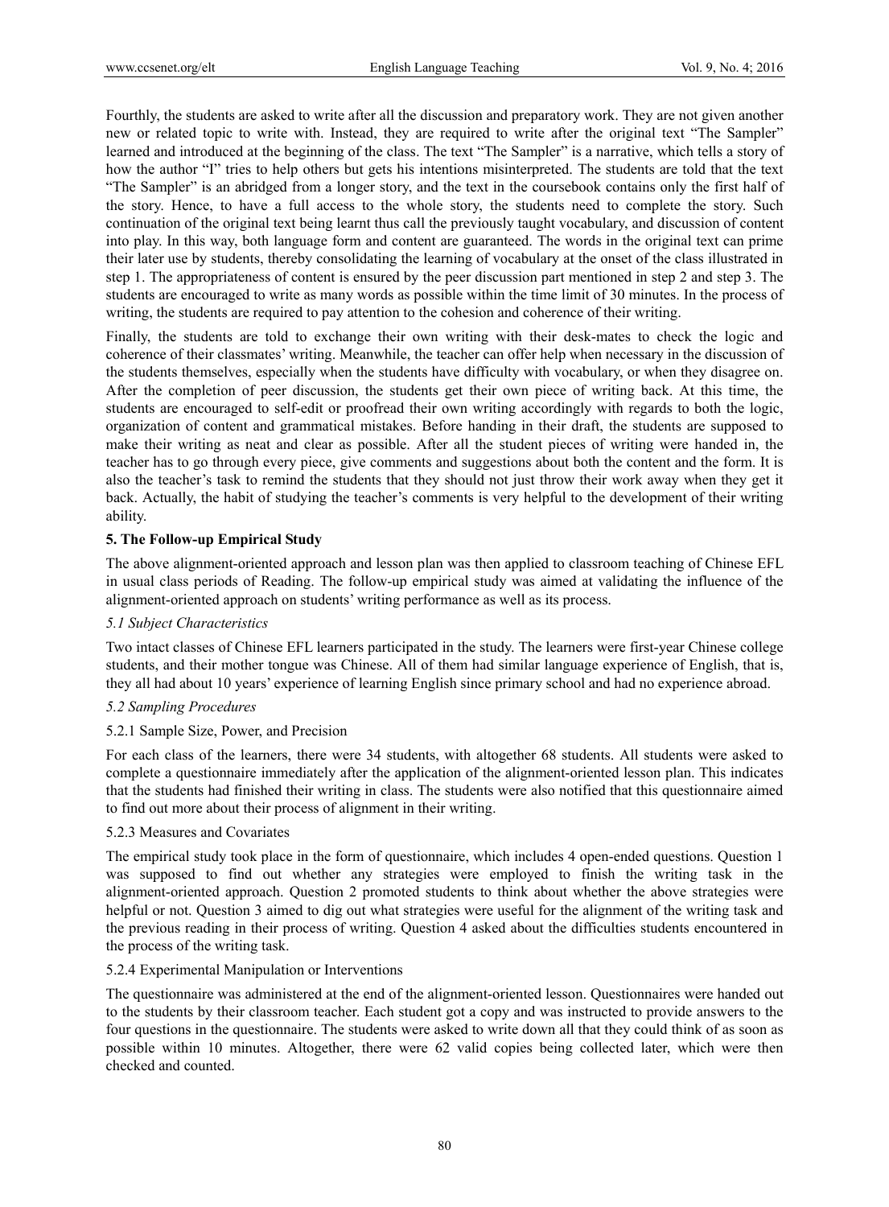Fourthly, the students are asked to write after all the discussion and preparatory work. They are not given another new or related topic to write with. Instead, they are required to write after the original text "The Sampler" learned and introduced at the beginning of the class. The text "The Sampler" is a narrative, which tells a story of how the author "I" tries to help others but gets his intentions misinterpreted. The students are told that the text "The Sampler" is an abridged from a longer story, and the text in the coursebook contains only the first half of the story. Hence, to have a full access to the whole story, the students need to complete the story. Such continuation of the original text being learnt thus call the previously taught vocabulary, and discussion of content into play. In this way, both language form and content are guaranteed. The words in the original text can prime their later use by students, thereby consolidating the learning of vocabulary at the onset of the class illustrated in step 1. The appropriateness of content is ensured by the peer discussion part mentioned in step 2 and step 3. The students are encouraged to write as many words as possible within the time limit of 30 minutes. In the process of writing, the students are required to pay attention to the cohesion and coherence of their writing.

Finally, the students are told to exchange their own writing with their desk-mates to check the logic and coherence of their classmates' writing. Meanwhile, the teacher can offer help when necessary in the discussion of the students themselves, especially when the students have difficulty with vocabulary, or when they disagree on. After the completion of peer discussion, the students get their own piece of writing back. At this time, the students are encouraged to self-edit or proofread their own writing accordingly with regards to both the logic, organization of content and grammatical mistakes. Before handing in their draft, the students are supposed to make their writing as neat and clear as possible. After all the student pieces of writing were handed in, the teacher has to go through every piece, give comments and suggestions about both the content and the form. It is also the teacher's task to remind the students that they should not just throw their work away when they get it back. Actually, the habit of studying the teacher's comments is very helpful to the development of their writing ability.

## 5. The Follow-up Empirical Study

The above alignment-oriented approach and lesson plan was then applied to classroom teaching of Chinese EFL in usual class periods of Reading. The follow-up empirical study was aimed at validating the influence of the alignment-oriented approach on students' writing performance as well as its process.

### *5.1 Subject Characteristics*

Two intact classes of Chinese EFL learners participated in the study. The learners were first-year Chinese college students, and their mother tongue was Chinese. All of them had similar language experience of English, that is, they all had about 10 years' experience of learning English since primary school and had no experience abroad.

### *5.2 Sampling Procedures*

#### 5.2.1 Sample Size, Power, and Precision

For each class of the learners, there were 34 students, with altogether 68 students. All students were asked to complete a questionnaire immediately after the application of the alignment-oriented lesson plan. This indicates that the students had finished their writing in class. The students were also notified that this questionnaire aimed to find out more about their process of alignment in their writing.

#### 5.2.3 Measures and Covariates

The empirical study took place in the form of questionnaire, which includes 4 open-ended questions. Question 1 was supposed to find out whether any strategies were employed to finish the writing task in the alignment-oriented approach. Question 2 promoted students to think about whether the above strategies were helpful or not. Question 3 aimed to dig out what strategies were useful for the alignment of the writing task and the previous reading in their process of writing. Question 4 asked about the difficulties students encountered in the process of the writing task.

#### 5.2.4 Experimental Manipulation or Interventions

The questionnaire was administered at the end of the alignment-oriented lesson. Questionnaires were handed out to the students by their classroom teacher. Each student got a copy and was instructed to provide answers to the four questions in the questionnaire. The students were asked to write down all that they could think of as soon as possible within 10 minutes. Altogether, there were 62 valid copies being collected later, which were then checked and counted.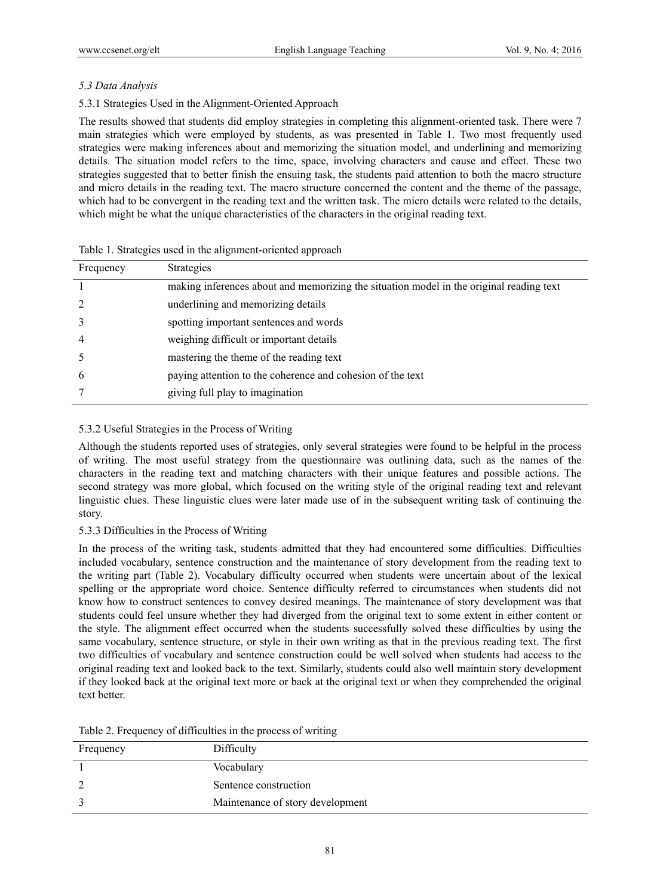*5.3 Data Analysis*

5.3.1 Strategies Used in the Alignment-Oriented Approach

The results showed that students did employ strategies in completing this alignment-oriented task. There were 7 main strategies which were employed by students, as was presented in Table 1. Two most frequently used strategies were making inferences about and memorizing the situation model, and underlining and memorizing details. The situation model refers to the time, space, involving characters and cause and effect. These two strategies suggested that to better finish the ensuing task, the students paid attention to both the macro structure and micro details in the reading text. The macro structure concerned the content and the theme of the passage, which had to be convergent in the reading text and the written task. The micro details were related to the details, which might be what the unique characteristics of the characters in the original reading text.

Table 1. Strategies used in the alignment-oriented approach

| Frequency | Strategies |
|---|---|
| 1 | making inferences about and memorizing the situation model in the original reading text |
| 2 | underlining and memorizing details |
| 3 | spotting important sentences and words |
| 4 | weighing difficult or important details |
| 5 | mastering the theme of the reading text |
| 6 | paying attention to the coherence and cohesion of the text |
| 7 | giving full play to imagination |

5.3.2 Useful Strategies in the Process of Writing

Although the students reported uses of strategies, only several strategies were found to be helpful in the process of writing. The most useful strategy from the questionnaire was outlining data, such as the names of the characters in the reading text and matching characters with their unique features and possible actions. The second strategy was more global, which focused on the writing style of the original reading text and relevant linguistic clues. These linguistic clues were later made use of in the subsequent writing task of continuing the story.

5.3.3 Difficulties in the Process of Writing

In the process of the writing task, students admitted that they had encountered some difficulties. Difficulties included vocabulary, sentence construction and the maintenance of story development from the reading text to the writing part (Table 2). Vocabulary difficulty occurred when students were uncertain about of the lexical spelling or the appropriate word choice. Sentence difficulty referred to circumstances when students did not know how to construct sentences to convey desired meanings. The maintenance of story development was that students could feel unsure whether they had diverged from the original text to some extent in either content or the style. The alignment effect occurred when the students successfully solved these difficulties by using the same vocabulary, sentence structure, or style in their own writing as that in the previous reading text. The first two difficulties of vocabulary and sentence construction could be well solved when students had access to the original reading text and looked back to the text. Similarly, students could also well maintain story development if they looked back at the original text more or back at the original text or when they comprehended the original text better.

Table 2. Frequency of difficulties in the process of writing

| Frequency | Difficulty |
|---|---|
| 1 | Vocabulary |
| 2 | Sentence construction |
| 3 | Maintenance of story development |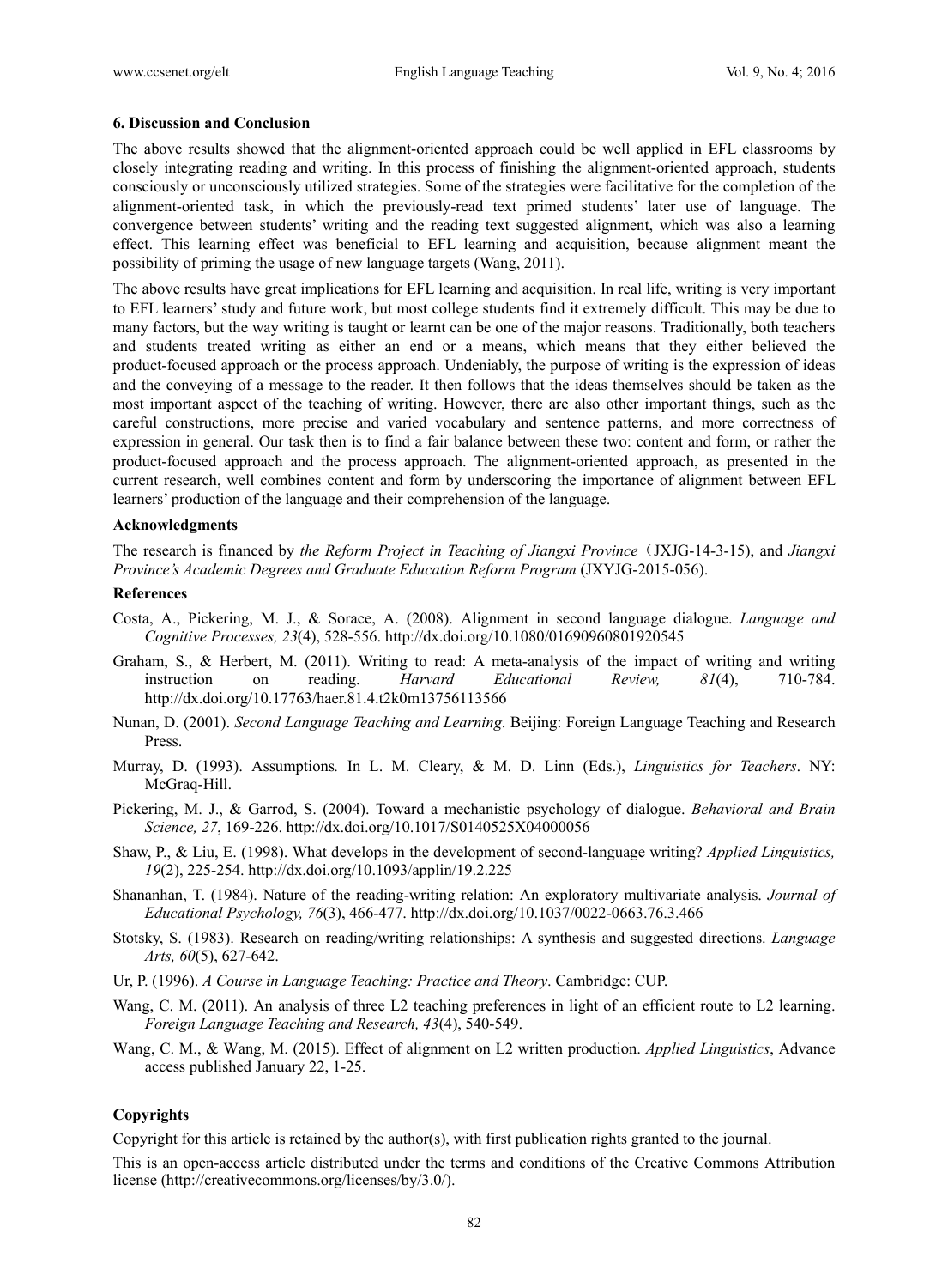### 6. Discussion and Conclusion

The above results showed that the alignment-oriented approach could be well applied in EFL classrooms by closely integrating reading and writing. In this process of finishing the alignment-oriented approach, students consciously or unconsciously utilized strategies. Some of the strategies were facilitative for the completion of the alignment-oriented task, in which the previously-read text primed students' later use of language. The convergence between students' writing and the reading text suggested alignment, which was also a learning effect. This learning effect was beneficial to EFL learning and acquisition, because alignment meant the possibility of priming the usage of new language targets (Wang, 2011).

The above results have great implications for EFL learning and acquisition. In real life, writing is very important to EFL learners' study and future work, but most college students find it extremely difficult. This may be due to many factors, but the way writing is taught or learnt can be one of the major reasons. Traditionally, both teachers and students treated writing as either an end or a means, which means that they either believed the product-focused approach or the process approach. Undeniably, the purpose of writing is the expression of ideas and the conveying of a message to the reader. It then follows that the ideas themselves should be taken as the most important aspect of the teaching of writing. However, there are also other important things, such as the careful constructions, more precise and varied vocabulary and sentence patterns, and more correctness of expression in general. Our task then is to find a fair balance between these two: content and form, or rather the product-focused approach and the process approach. The alignment-oriented approach, as presented in the current research, well combines content and form by underscoring the importance of alignment between EFL learners' production of the language and their comprehension of the language.

### Acknowledgments

The research is financed by *the Reform Project in Teaching of Jiangxi Province*（JXJG-14-3-15), and *Jiangxi Province's Academic Degrees and Graduate Education Reform Program* (JXYJG-2015-056).

### References

Costa, A., Pickering, M. J., & Sorace, A. (2008). Alignment in second language dialogue. *Language and Cognitive Processes, 23*(4), 528-556. http://dx.doi.org/10.1080/01690960801920545

Graham, S., & Herbert, M. (2011). Writing to read: A meta-analysis of the impact of writing and writing instruction on reading. *Harvard Educational Review, 81*(4), 710-784. http://dx.doi.org/10.17763/haer.81.4.t2k0m13756113566

Nunan, D. (2001). *Second Language Teaching and Learning*. Beijing: Foreign Language Teaching and Research Press.

Murray, D. (1993). Assumptions*.* In L. M. Cleary, & M. D. Linn (Eds.), *Linguistics for Teachers*. NY: McGraq-Hill.

Pickering, M. J., & Garrod, S. (2004). Toward a mechanistic psychology of dialogue. *Behavioral and Brain Science, 27*, 169-226. http://dx.doi.org/10.1017/S0140525X04000056

Shaw, P., & Liu, E. (1998). What develops in the development of second-language writing? *Applied Linguistics, 19*(2), 225-254. http://dx.doi.org/10.1093/applin/19.2.225

Shananhan, T. (1984). Nature of the reading-writing relation: An exploratory multivariate analysis. *Journal of Educational Psychology, 76*(3), 466-477. http://dx.doi.org/10.1037/0022-0663.76.3.466

Stotsky, S. (1983). Research on reading/writing relationships: A synthesis and suggested directions. *Language Arts, 60*(5), 627-642.

Ur, P. (1996). *A Course in Language Teaching: Practice and Theory*. Cambridge: CUP.

Wang, C. M. (2011). An analysis of three L2 teaching preferences in light of an efficient route to L2 learning. *Foreign Language Teaching and Research, 43*(4), 540-549.

Wang, C. M., & Wang, M. (2015). Effect of alignment on L2 written production. *Applied Linguistics*, Advance access published January 22, 1-25.

### Copyrights

Copyright for this article is retained by the author(s), with first publication rights granted to the journal.

This is an open-access article distributed under the terms and conditions of the Creative Commons Attribution license (http://creativecommons.org/licenses/by/3.0/).